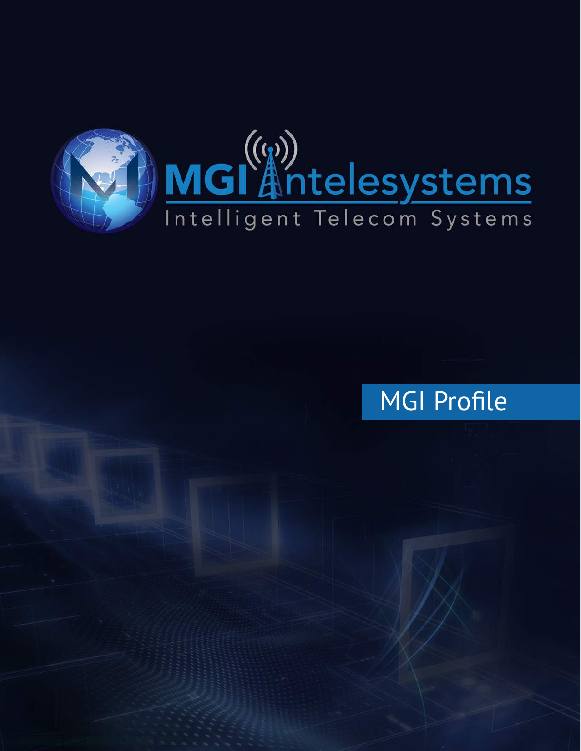# MGI Intelesystems

Intelligent Telecom Systems

## MGI Profile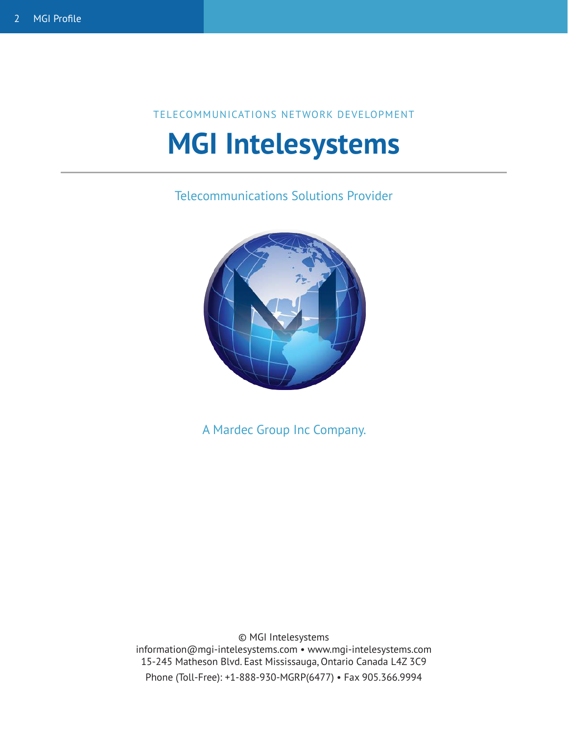TELECOMMUNICATIONS NETWORK DEVELOPMENT

# MGI Intelesystems

---

Telecommunications Solutions Provider

A Mardec Group Inc Company.

© MGI Intelesystems
information@mgi-intelesystems.com • www.mgi-intelesystems.com
15-245 Matheson Blvd. East Mississauga, Ontario Canada L4Z 3C9
Phone (Toll-Free): +1-888-930-MGRP(6477) • Fax 905.366.9994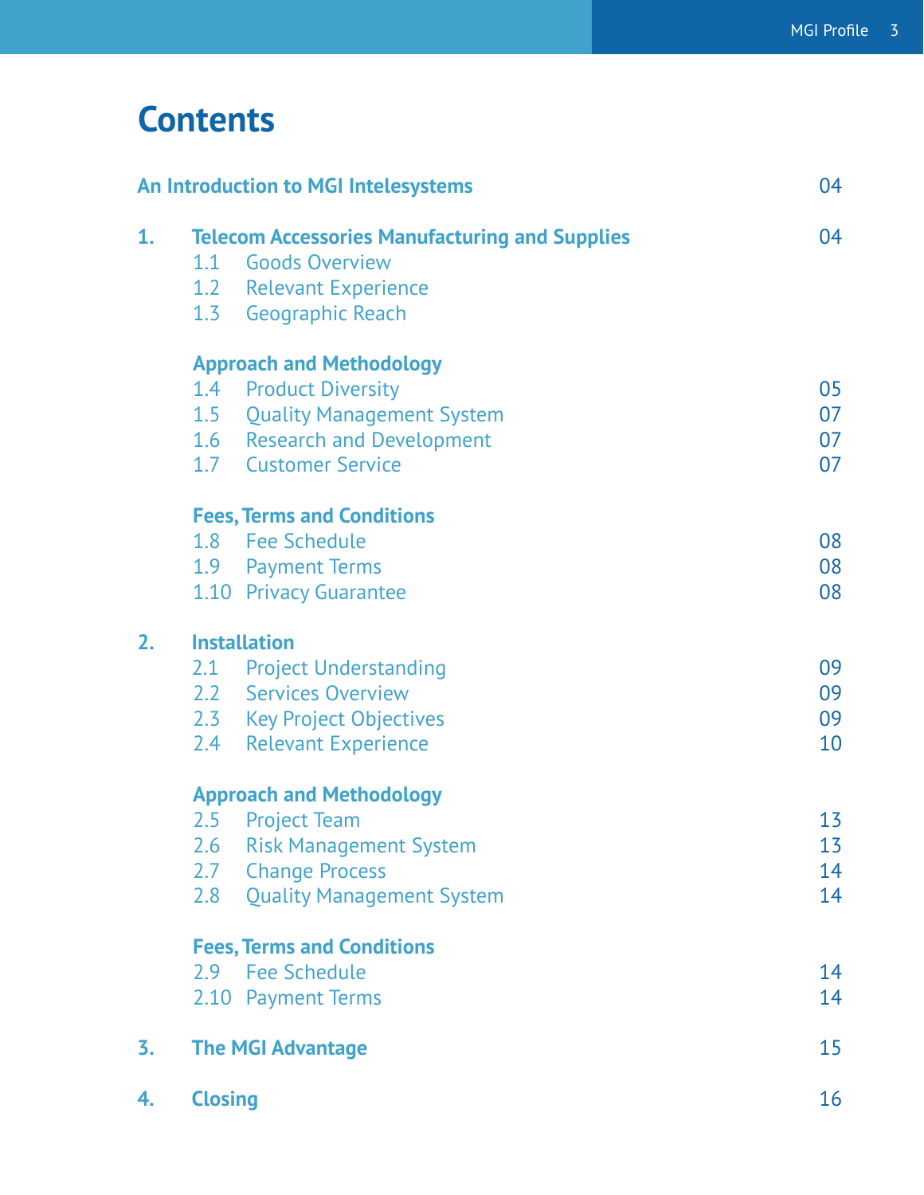# Contents

| | | |
|---|---|---|
| **An Introduction to MGI Intelesystems** | | 04 |
| **1.** | **Telecom Accessories Manufacturing and Supplies** | 04 |
| | 1.1 Goods Overview | |
| | 1.2 Relevant Experience | |
| | 1.3 Geographic Reach | |
| | **Approach and Methodology** | |
| | 1.4 Product Diversity | 05 |
| | 1.5 Quality Management System | 07 |
| | 1.6 Research and Development | 07 |
| | 1.7 Customer Service | 07 |
| | **Fees, Terms and Conditions** | |
| | 1.8 Fee Schedule | 08 |
| | 1.9 Payment Terms | 08 |
| | 1.10 Privacy Guarantee | 08 |
| **2.** | **Installation** | |
| | 2.1 Project Understanding | 09 |
| | 2.2 Services Overview | 09 |
| | 2.3 Key Project Objectives | 09 |
| | 2.4 Relevant Experience | 10 |
| | **Approach and Methodology** | |
| | 2.5 Project Team | 13 |
| | 2.6 Risk Management System | 13 |
| | 2.7 Change Process | 14 |
| | 2.8 Quality Management System | 14 |
| | **Fees, Terms and Conditions** | |
| | 2.9 Fee Schedule | 14 |
| | 2.10 Payment Terms | 14 |
| **3.** | **The MGI Advantage** | 15 |
| **4.** | **Closing** | 16 |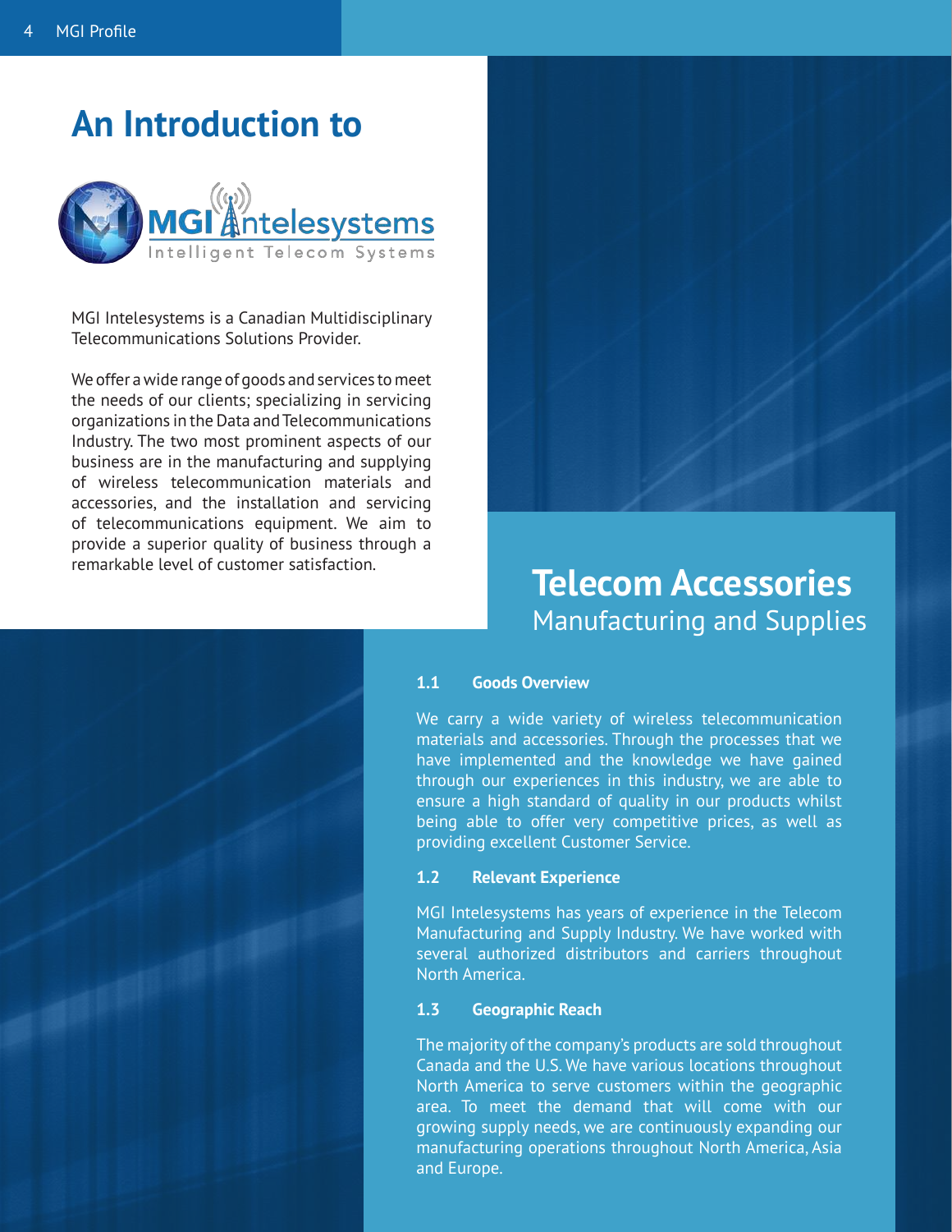# An Introduction to

MGI Intelesystems
Intelligent Telecom Systems

MGI Intelesystems is a Canadian Multidisciplinary Telecommunications Solutions Provider.

We offer a wide range of goods and services to meet the needs of our clients; specializing in servicing organizations in the Data and Telecommunications Industry. The two most prominent aspects of our business are in the manufacturing and supplying of wireless telecommunication materials and accessories, and the installation and servicing of telecommunications equipment. We aim to provide a superior quality of business through a remarkable level of customer satisfaction.

## Telecom Accessories
Manufacturing and Supplies

### 1.1 Goods Overview

We carry a wide variety of wireless telecommunication materials and accessories. Through the processes that we have implemented and the knowledge we have gained through our experiences in this industry, we are able to ensure a high standard of quality in our products whilst being able to offer very competitive prices, as well as providing excellent Customer Service.

### 1.2 Relevant Experience

MGI Intelesystems has years of experience in the Telecom Manufacturing and Supply Industry. We have worked with several authorized distributors and carriers throughout North America.

### 1.3 Geographic Reach

The majority of the company's products are sold throughout Canada and the U.S. We have various locations throughout North America to serve customers within the geographic area. To meet the demand that will come with our growing supply needs, we are continuously expanding our manufacturing operations throughout North America, Asia and Europe.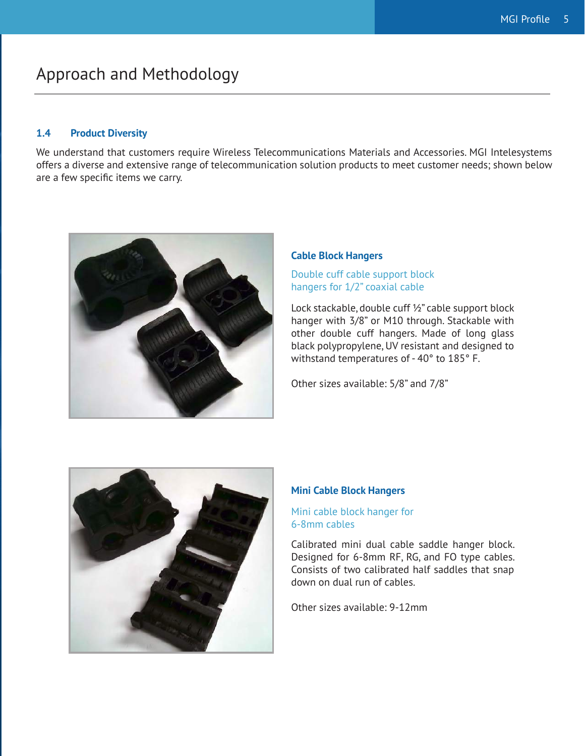# Approach and Methodology

### 1.4 Product Diversity

We understand that customers require Wireless Telecommunications Materials and Accessories. MGI Intelesystems offers a diverse and extensive range of telecommunication solution products to meet customer needs; shown below are a few specific items we carry.

#### Cable Block Hangers

Double cuff cable support block hangers for 1/2” coaxial cable

Lock stackable, double cuff ½” cable support block hanger with 3/8” or M10 through. Stackable with other double cuff hangers. Made of long glass black polypropylene, UV resistant and designed to withstand temperatures of - 40° to 185° F.

Other sizes available: 5/8” and 7/8”

#### Mini Cable Block Hangers

Mini cable block hanger for 6-8mm cables

Calibrated mini dual cable saddle hanger block. Designed for 6-8mm RF, RG, and FO type cables. Consists of two calibrated half saddles that snap down on dual run of cables.

Other sizes available: 9-12mm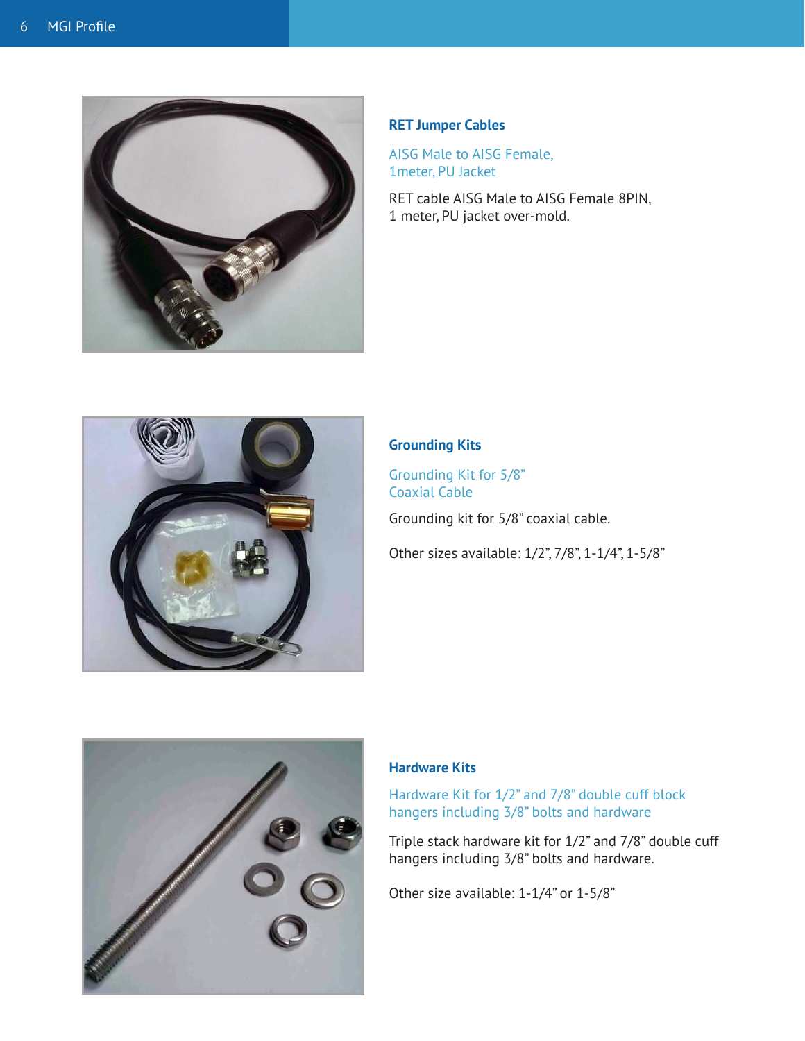## RET Jumper Cables

### AISG Male to AISG Female, 1meter, PU Jacket

RET cable AISG Male to AISG Female 8PIN, 1 meter, PU jacket over-mold.

## Grounding Kits

### Grounding Kit for 5/8” Coaxial Cable

Grounding kit for 5/8” coaxial cable.

Other sizes available: 1/2”, 7/8”, 1-1/4”, 1-5/8”

## Hardware Kits

### Hardware Kit for 1/2” and 7/8” double cuff block hangers including 3/8” bolts and hardware

Triple stack hardware kit for 1/2” and 7/8” double cuff hangers including 3/8” bolts and hardware.

Other size available: 1-1/4” or 1-5/8”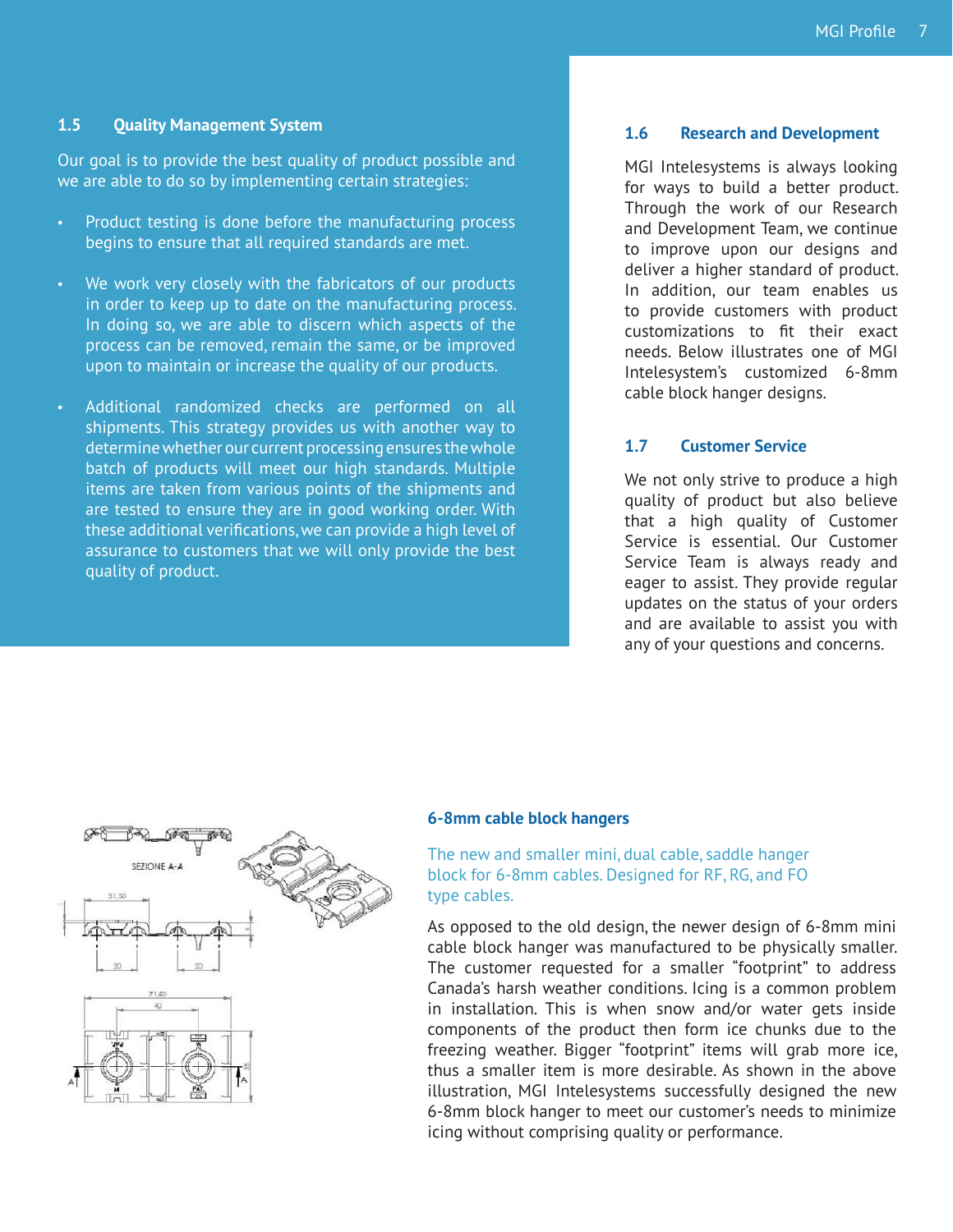## 1.5 Quality Management System

Our goal is to provide the best quality of product possible and we are able to do so by implementing certain strategies:

- Product testing is done before the manufacturing process begins to ensure that all required standards are met.
- We work very closely with the fabricators of our products in order to keep up to date on the manufacturing process. In doing so, we are able to discern which aspects of the process can be removed, remain the same, or be improved upon to maintain or increase the quality of our products.
- Additional randomized checks are performed on all shipments. This strategy provides us with another way to determine whether our current processing ensures the whole batch of products will meet our high standards. Multiple items are taken from various points of the shipments and are tested to ensure they are in good working order. With these additional verifications, we can provide a high level of assurance to customers that we will only provide the best quality of product.

## 1.6 Research and Development

MGI Intelesystems is always looking for ways to build a better product. Through the work of our Research and Development Team, we continue to improve upon our designs and deliver a higher standard of product. In addition, our team enables us to provide customers with product customizations to fit their exact needs. Below illustrates one of MGI Intelesystem's customized 6-8mm cable block hanger designs.

## 1.7 Customer Service

We not only strive to produce a high quality of product but also believe that a high quality of Customer Service is essential. Our Customer Service Team is always ready and eager to assist. They provide regular updates on the status of your orders and are available to assist you with any of your questions and concerns.

### 6-8mm cable block hangers

The new and smaller mini, dual cable, saddle hanger block for 6-8mm cables. Designed for RF, RG, and FO type cables.

As opposed to the old design, the newer design of 6-8mm mini cable block hanger was manufactured to be physically smaller. The customer requested for a smaller "footprint" to address Canada's harsh weather conditions. Icing is a common problem in installation. This is when snow and/or water gets inside components of the product then form ice chunks due to the freezing weather. Bigger "footprint" items will grab more ice, thus a smaller item is more desirable. As shown in the above illustration, MGI Intelesystems successfully designed the new 6-8mm block hanger to meet our customer's needs to minimize icing without comprising quality or performance.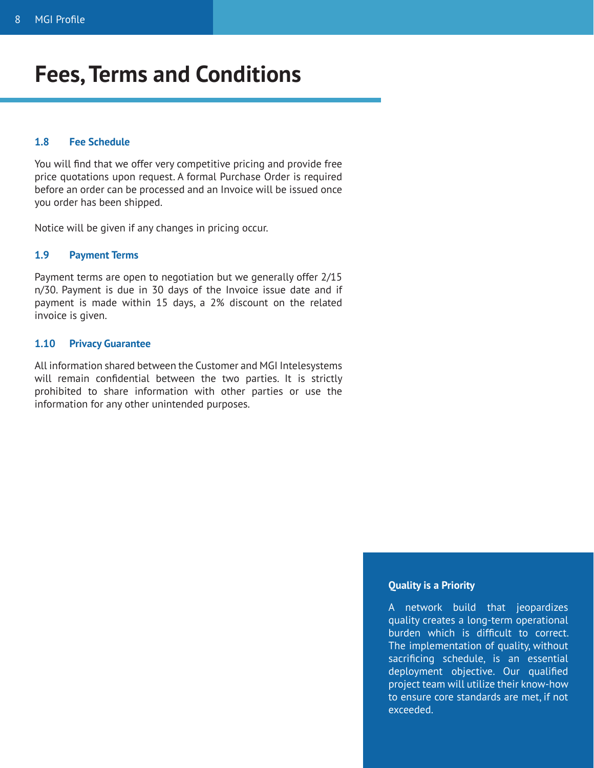# Fees, Terms and Conditions

### 1.8 Fee Schedule

You will find that we offer very competitive pricing and provide free price quotations upon request. A formal Purchase Order is required before an order can be processed and an Invoice will be issued once you order has been shipped.

Notice will be given if any changes in pricing occur.

### 1.9 Payment Terms

Payment terms are open to negotiation but we generally offer 2/15 n/30. Payment is due in 30 days of the Invoice issue date and if payment is made within 15 days, a 2% discount on the related invoice is given.

### 1.10 Privacy Guarantee

All information shared between the Customer and MGI Intelesystems will remain confidential between the two parties. It is strictly prohibited to share information with other parties or use the information for any other unintended purposes.

**Quality is a Priority**

A network build that jeopardizes quality creates a long-term operational burden which is difficult to correct. The implementation of quality, without sacrificing schedule, is an essential deployment objective. Our qualified project team will utilize their know-how to ensure core standards are met, if not exceeded.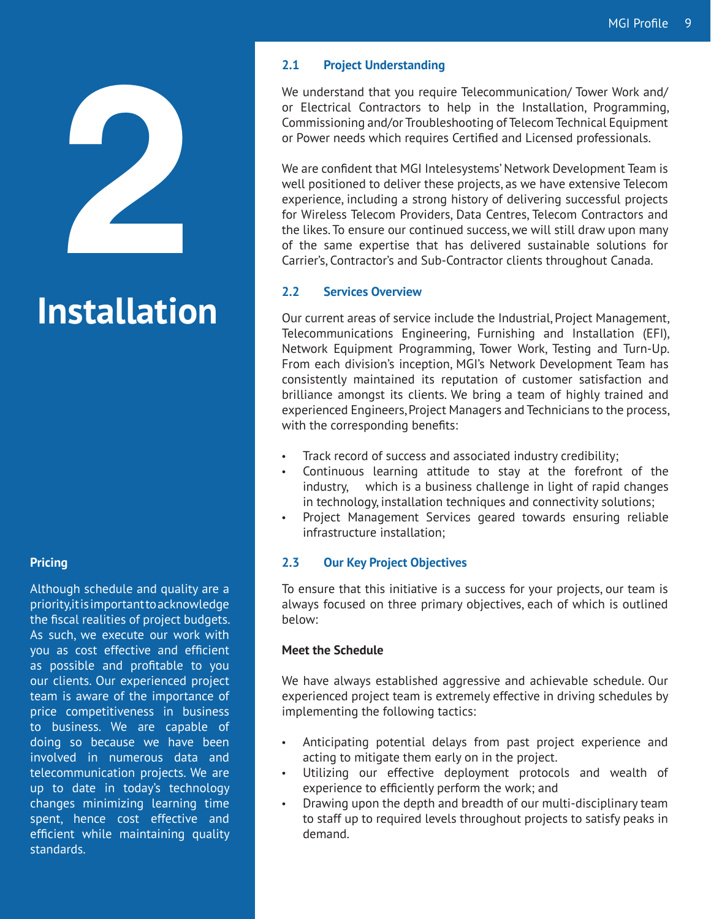# 2

# Installation

## Pricing

Although schedule and quality are a priority,it is important to acknowledge the fiscal realities of project budgets. As such, we execute our work with you as cost effective and efficient as possible and profitable to you our clients. Our experienced project team is aware of the importance of price competitiveness in business to business. We are capable of doing so because we have been involved in numerous data and telecommunication projects. We are up to date in today's technology changes minimizing learning time spent, hence cost effective and efficient while maintaining quality standards.

## 2.1 Project Understanding

We understand that you require Telecommunication/ Tower Work and/ or Electrical Contractors to help in the Installation, Programming, Commissioning and/or Troubleshooting of Telecom Technical Equipment or Power needs which requires Certified and Licensed professionals.

We are confident that MGI Intelesystems' Network Development Team is well positioned to deliver these projects, as we have extensive Telecom experience, including a strong history of delivering successful projects for Wireless Telecom Providers, Data Centres, Telecom Contractors and the likes. To ensure our continued success, we will still draw upon many of the same expertise that has delivered sustainable solutions for Carrier's, Contractor's and Sub-Contractor clients throughout Canada.

## 2.2 Services Overview

Our current areas of service include the Industrial, Project Management, Telecommunications Engineering, Furnishing and Installation (EFI), Network Equipment Programming, Tower Work, Testing and Turn-Up. From each division's inception, MGI's Network Development Team has consistently maintained its reputation of customer satisfaction and brilliance amongst its clients. We bring a team of highly trained and experienced Engineers, Project Managers and Technicians to the process, with the corresponding benefits:

- Track record of success and associated industry credibility;
- Continuous learning attitude to stay at the forefront of the industry, which is a business challenge in light of rapid changes in technology, installation techniques and connectivity solutions;
- Project Management Services geared towards ensuring reliable infrastructure installation;

## 2.3 Our Key Project Objectives

To ensure that this initiative is a success for your projects, our team is always focused on three primary objectives, each of which is outlined below:

**Meet the Schedule**

We have always established aggressive and achievable schedule. Our experienced project team is extremely effective in driving schedules by implementing the following tactics:

- Anticipating potential delays from past project experience and acting to mitigate them early on in the project.
- Utilizing our effective deployment protocols and wealth of experience to efficiently perform the work; and
- Drawing upon the depth and breadth of our multi-disciplinary team to staff up to required levels throughout projects to satisfy peaks in demand.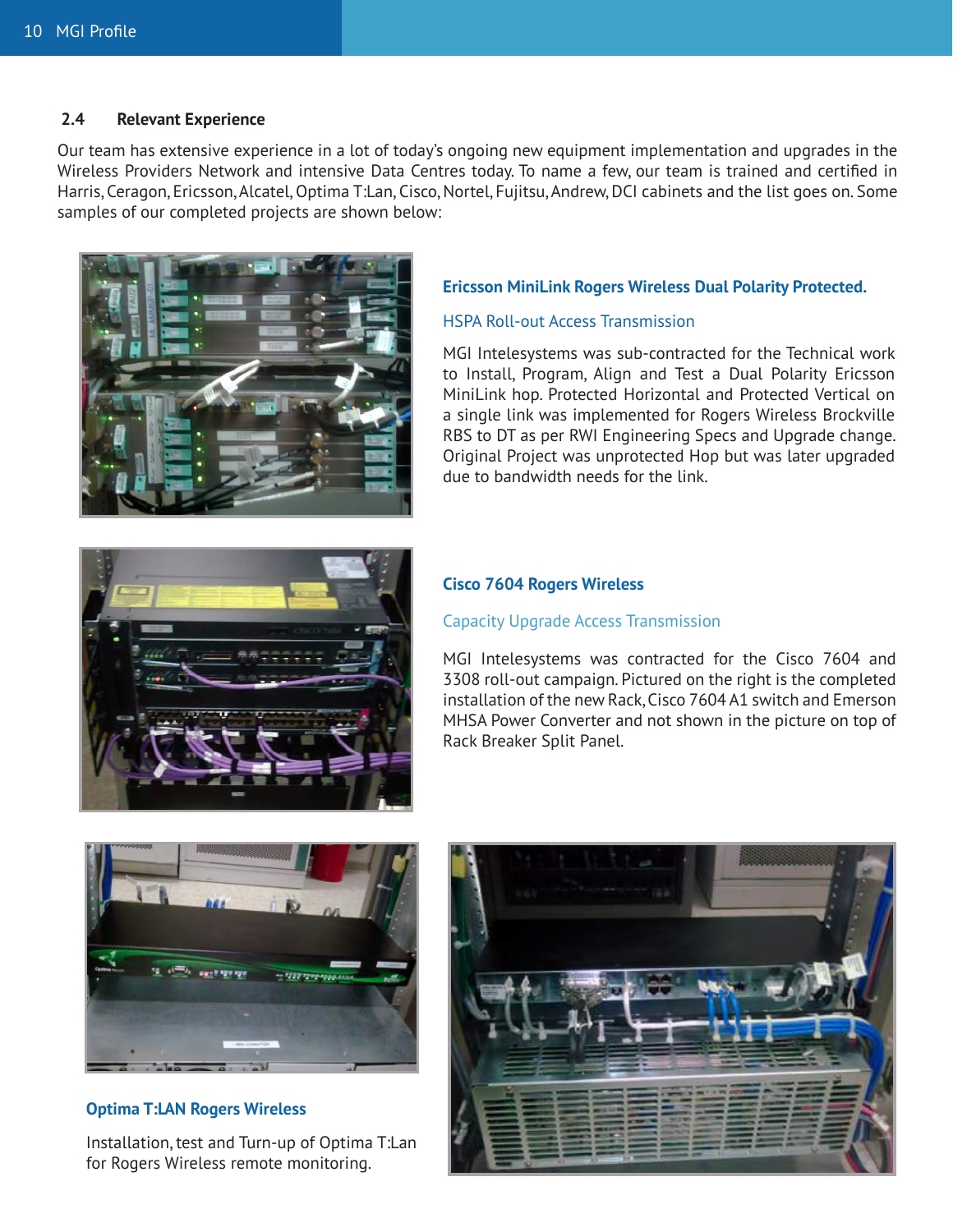## 2.4 Relevant Experience

Our team has extensive experience in a lot of today's ongoing new equipment implementation and upgrades in the Wireless Providers Network and intensive Data Centres today. To name a few, our team is trained and certified in Harris, Ceragon, Ericsson, Alcatel, Optima T:Lan, Cisco, Nortel, Fujitsu, Andrew, DCI cabinets and the list goes on. Some samples of our completed projects are shown below:

### Ericsson MiniLink Rogers Wireless Dual Polarity Protected.

HSPA Roll-out Access Transmission

MGI Intelesystems was sub-contracted for the Technical work to Install, Program, Align and Test a Dual Polarity Ericsson MiniLink hop. Protected Horizontal and Protected Vertical on a single link was implemented for Rogers Wireless Brockville RBS to DT as per RWI Engineering Specs and Upgrade change. Original Project was unprotected Hop but was later upgraded due to bandwidth needs for the link.

### Cisco 7604 Rogers Wireless

Capacity Upgrade Access Transmission

MGI Intelesystems was contracted for the Cisco 7604 and 3308 roll-out campaign. Pictured on the right is the completed installation of the new Rack, Cisco 7604 A1 switch and Emerson MHSA Power Converter and not shown in the picture on top of Rack Breaker Split Panel.

### Optima T:LAN Rogers Wireless

Installation, test and Turn-up of Optima T:Lan for Rogers Wireless remote monitoring.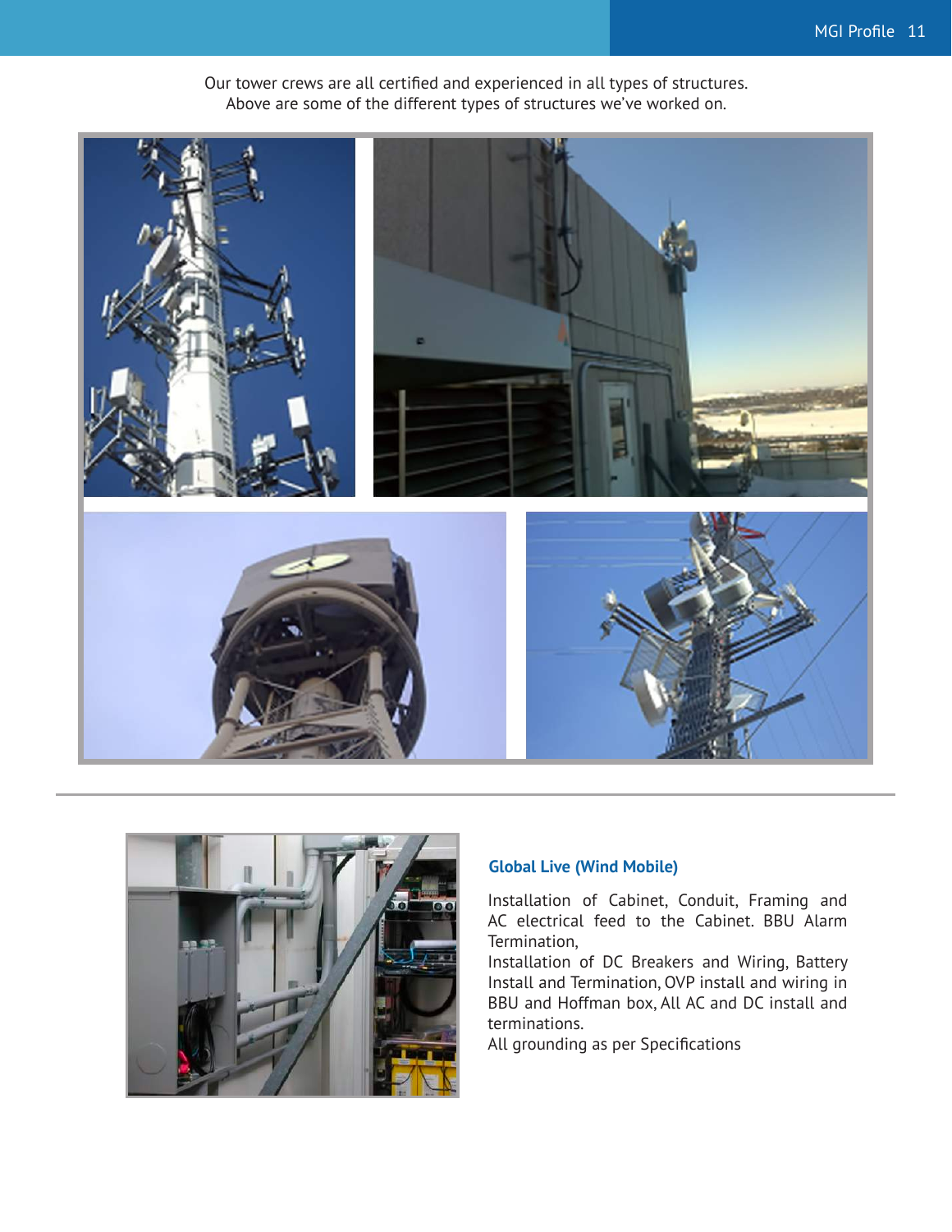Our tower crews are all certified and experienced in all types of structures.
Above are some of the different types of structures we've worked on.

---

### Global Live (Wind Mobile)

Installation of Cabinet, Conduit, Framing and AC electrical feed to the Cabinet. BBU Alarm Termination,
Installation of DC Breakers and Wiring, Battery Install and Termination, OVP install and wiring in BBU and Hoffman box, All AC and DC install and terminations.
All grounding as per Specifications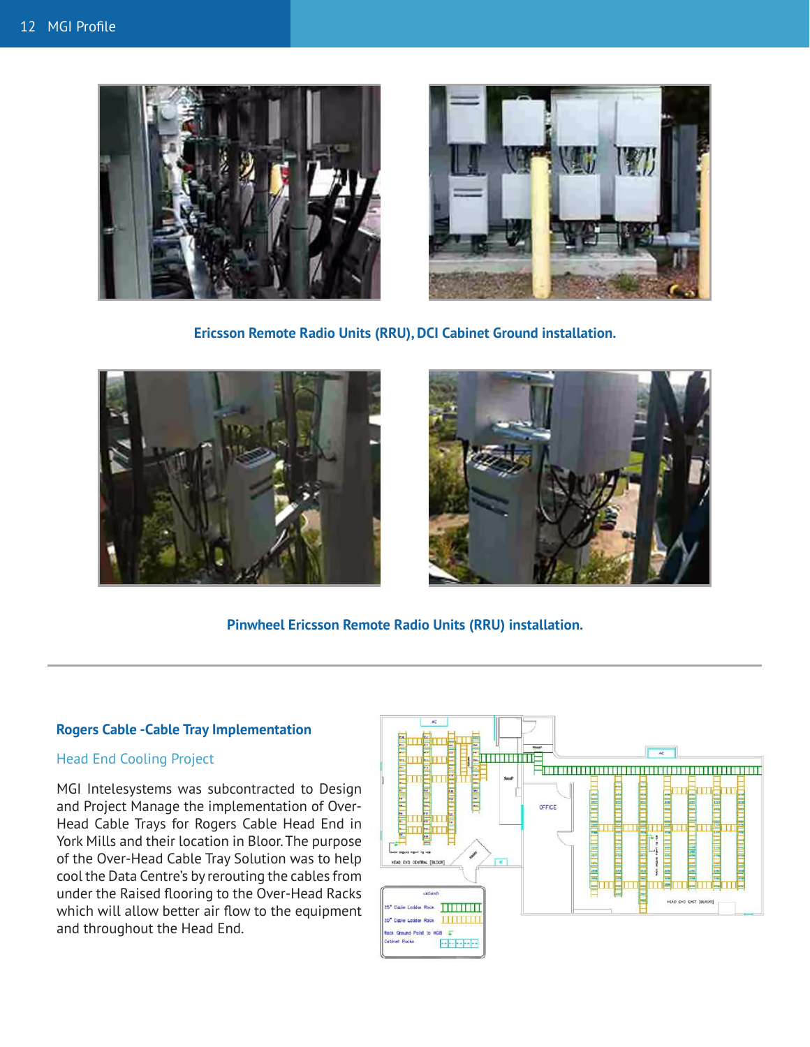Ericsson Remote Radio Units (RRU), DCI Cabinet Ground installation.

Pinwheel Ericsson Remote Radio Units (RRU) installation.

---

### Rogers Cable -Cable Tray Implementation

#### Head End Cooling Project

MGI Intelesystems was subcontracted to Design and Project Manage the implementation of Over-Head Cable Trays for Rogers Cable Head End in York Mills and their location in Bloor. The purpose of the Over-Head Cable Tray Solution was to help cool the Data Centre's by rerouting the cables from under the Raised flooring to the Over-Head Racks which will allow better air flow to the equipment and throughout the Head End.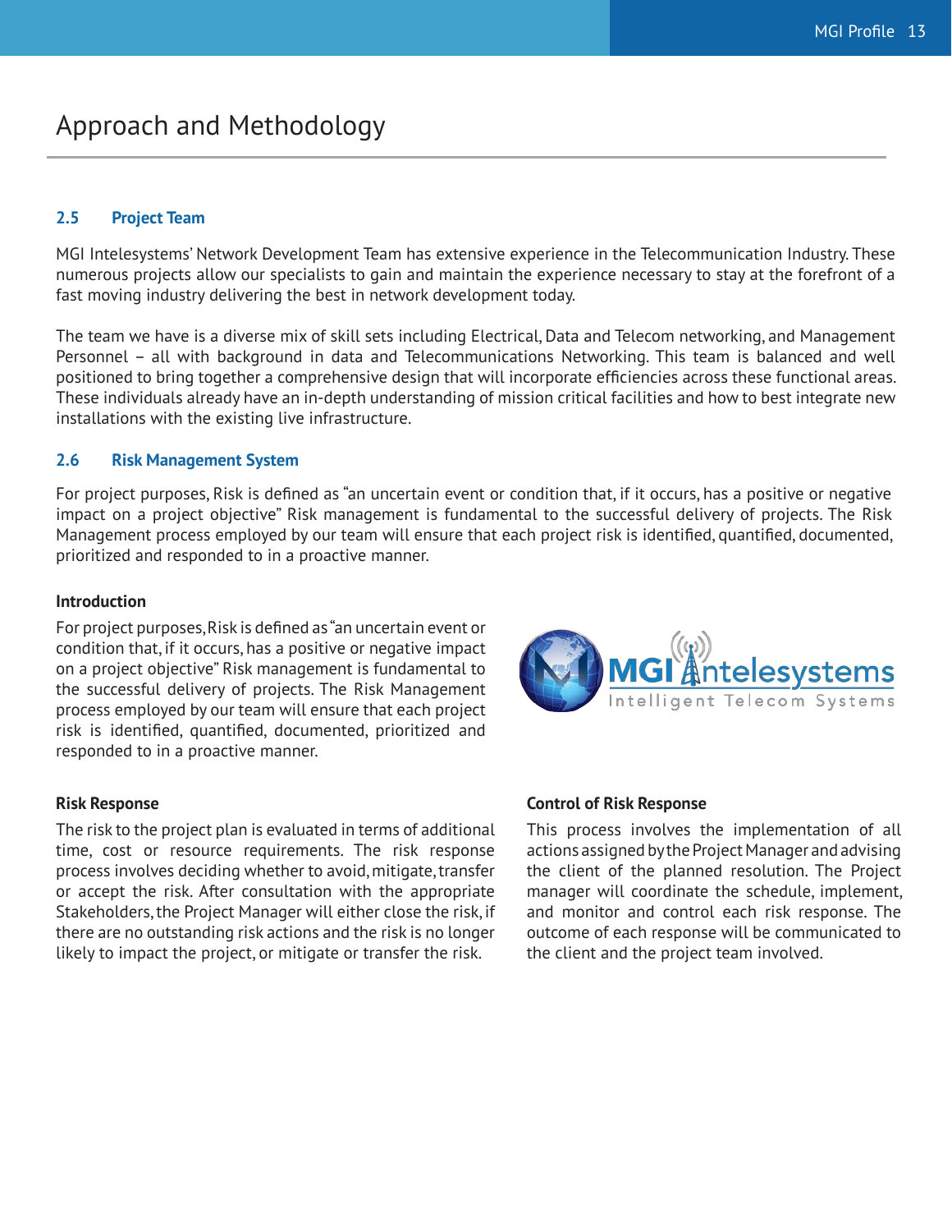# Approach and Methodology

## 2.5 Project Team

MGI Intelesystems' Network Development Team has extensive experience in the Telecommunication Industry. These numerous projects allow our specialists to gain and maintain the experience necessary to stay at the forefront of a fast moving industry delivering the best in network development today.

The team we have is a diverse mix of skill sets including Electrical, Data and Telecom networking, and Management Personnel – all with background in data and Telecommunications Networking. This team is balanced and well positioned to bring together a comprehensive design that will incorporate efficiencies across these functional areas. These individuals already have an in-depth understanding of mission critical facilities and how to best integrate new installations with the existing live infrastructure.

## 2.6 Risk Management System

For project purposes, Risk is defined as "an uncertain event or condition that, if it occurs, has a positive or negative impact on a project objective" Risk management is fundamental to the successful delivery of projects. The Risk Management process employed by our team will ensure that each project risk is identified, quantified, documented, prioritized and responded to in a proactive manner.

### Introduction

For project purposes, Risk is defined as "an uncertain event or condition that, if it occurs, has a positive or negative impact on a project objective" Risk management is fundamental to the successful delivery of projects. The Risk Management process employed by our team will ensure that each project risk is identified, quantified, documented, prioritized and responded to in a proactive manner.

MGI Intelesystems
Intelligent Telecom Systems

### Risk Response

The risk to the project plan is evaluated in terms of additional time, cost or resource requirements. The risk response process involves deciding whether to avoid, mitigate, transfer or accept the risk. After consultation with the appropriate Stakeholders, the Project Manager will either close the risk, if there are no outstanding risk actions and the risk is no longer likely to impact the project, or mitigate or transfer the risk.

### Control of Risk Response

This process involves the implementation of all actions assigned by the Project Manager and advising the client of the planned resolution. The Project manager will coordinate the schedule, implement, and monitor and control each risk response. The outcome of each response will be communicated to the client and the project team involved.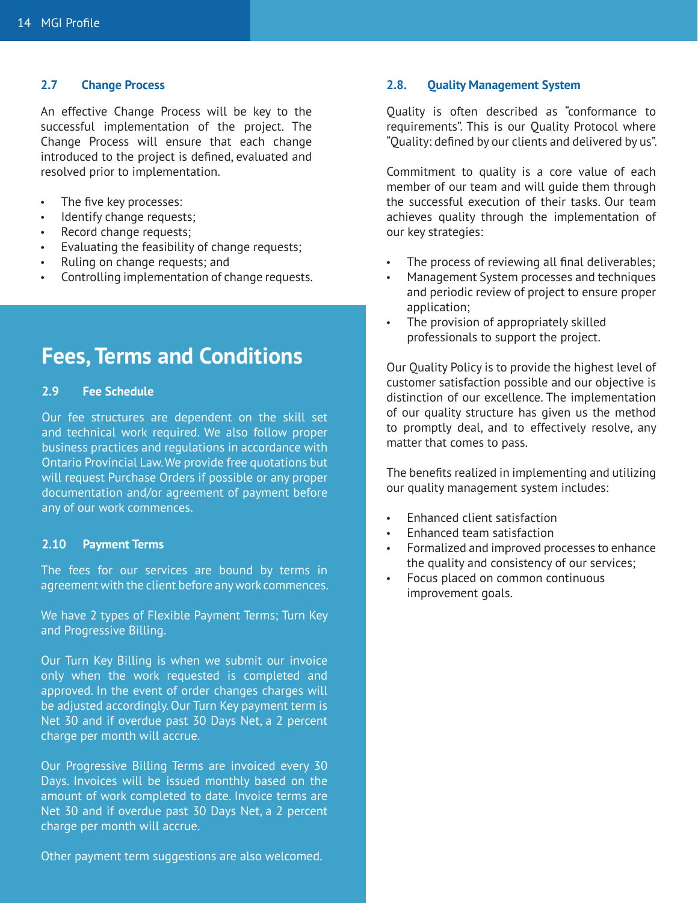### 2.7 Change Process

An effective Change Process will be key to the successful implementation of the project. The Change Process will ensure that each change introduced to the project is defined, evaluated and resolved prior to implementation.

- The five key processes:
- Identify change requests;
- Record change requests;
- Evaluating the feasibility of change requests;
- Ruling on change requests; and
- Controlling implementation of change requests.

## Fees, Terms and Conditions

### 2.9 Fee Schedule

Our fee structures are dependent on the skill set and technical work required. We also follow proper business practices and regulations in accordance with Ontario Provincial Law. We provide free quotations but will request Purchase Orders if possible or any proper documentation and/or agreement of payment before any of our work commences.

### 2.10 Payment Terms

The fees for our services are bound by terms in agreement with the client before any work commences.

We have 2 types of Flexible Payment Terms; Turn Key and Progressive Billing.

Our Turn Key Billing is when we submit our invoice only when the work requested is completed and approved. In the event of order changes charges will be adjusted accordingly. Our Turn Key payment term is Net 30 and if overdue past 30 Days Net, a 2 percent charge per month will accrue.

Our Progressive Billing Terms are invoiced every 30 Days. Invoices will be issued monthly based on the amount of work completed to date. Invoice terms are Net 30 and if overdue past 30 Days Net, a 2 percent charge per month will accrue.

Other payment term suggestions are also welcomed.

### 2.8. Quality Management System

Quality is often described as "conformance to requirements". This is our Quality Protocol where "Quality: defined by our clients and delivered by us".

Commitment to quality is a core value of each member of our team and will guide them through the successful execution of their tasks. Our team achieves quality through the implementation of our key strategies:

- The process of reviewing all final deliverables;
- Management System processes and techniques and periodic review of project to ensure proper application;
- The provision of appropriately skilled professionals to support the project.

Our Quality Policy is to provide the highest level of customer satisfaction possible and our objective is distinction of our excellence. The implementation of our quality structure has given us the method to promptly deal, and to effectively resolve, any matter that comes to pass.

The benefits realized in implementing and utilizing our quality management system includes:

- Enhanced client satisfaction
- Enhanced team satisfaction
- Formalized and improved processes to enhance the quality and consistency of our services;
- Focus placed on common continuous improvement goals.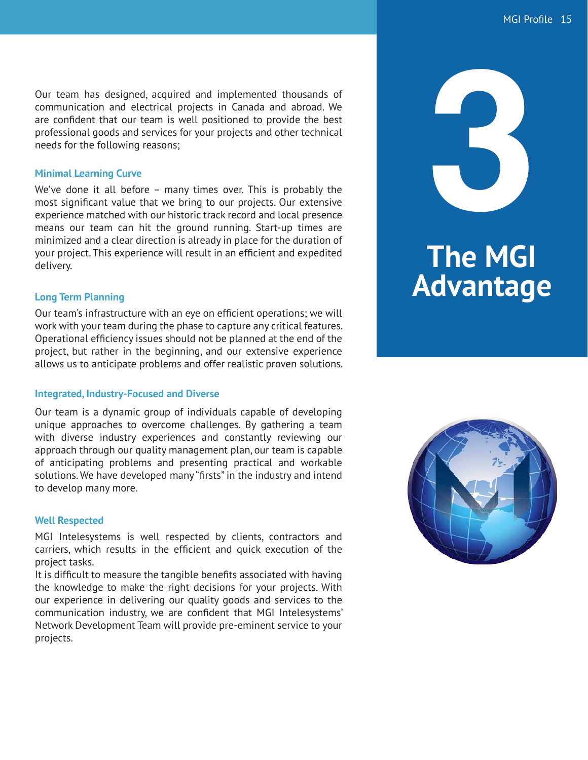# 3

# The MGI Advantage

Our team has designed, acquired and implemented thousands of communication and electrical projects in Canada and abroad. We are confident that our team is well positioned to provide the best professional goods and services for your projects and other technical needs for the following reasons;

### Minimal Learning Curve

We've done it all before – many times over. This is probably the most significant value that we bring to our projects. Our extensive experience matched with our historic track record and local presence means our team can hit the ground running. Start-up times are minimized and a clear direction is already in place for the duration of your project. This experience will result in an efficient and expedited delivery.

### Long Term Planning

Our team's infrastructure with an eye on efficient operations; we will work with your team during the phase to capture any critical features. Operational efficiency issues should not be planned at the end of the project, but rather in the beginning, and our extensive experience allows us to anticipate problems and offer realistic proven solutions.

### Integrated, Industry-Focused and Diverse

Our team is a dynamic group of individuals capable of developing unique approaches to overcome challenges. By gathering a team with diverse industry experiences and constantly reviewing our approach through our quality management plan, our team is capable of anticipating problems and presenting practical and workable solutions. We have developed many "firsts" in the industry and intend to develop many more.

### Well Respected

MGI Intelesystems is well respected by clients, contractors and carriers, which results in the efficient and quick execution of the project tasks.

It is difficult to measure the tangible benefits associated with having the knowledge to make the right decisions for your projects. With our experience in delivering our quality goods and services to the communication industry, we are confident that MGI Intelesystems' Network Development Team will provide pre-eminent service to your projects.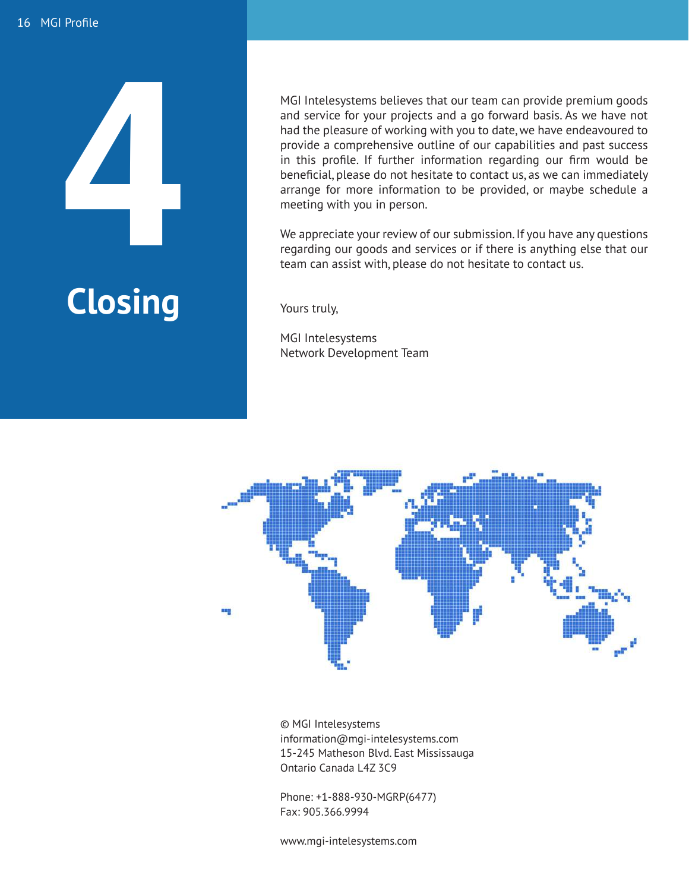# 4 Closing

MGI Intelesystems believes that our team can provide premium goods and service for your projects and a go forward basis. As we have not had the pleasure of working with you to date, we have endeavoured to provide a comprehensive outline of our capabilities and past success in this profile. If further information regarding our firm would be beneficial, please do not hesitate to contact us, as we can immediately arrange for more information to be provided, or maybe schedule a meeting with you in person.

We appreciate your review of our submission. If you have any questions regarding our goods and services or if there is anything else that our team can assist with, please do not hesitate to contact us.

Yours truly,

MGI Intelesystems
Network Development Team

© MGI Intelesystems
information@mgi-intelesystems.com
15-245 Matheson Blvd. East Mississauga
Ontario Canada L4Z 3C9

Phone: +1-888-930-MGRP(6477)
Fax: 905.366.9994

www.mgi-intelesystems.com